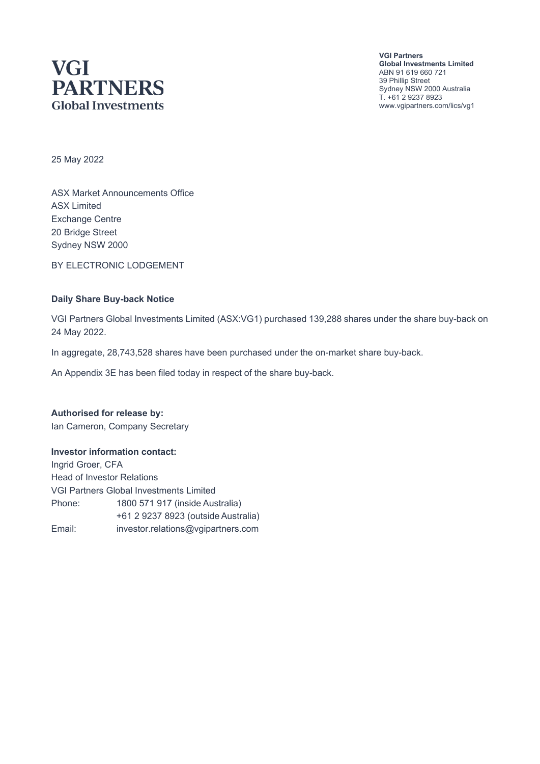# VGI PARTNERS Global Investments

**VGI Partners**
**Global Investments Limited**
ABN 91 619 660 721
39 Phillip Street
Sydney NSW 2000 Australia
T. +61 2 9237 8923
www.vgipartners.com/lics/vg1

25 May 2022

ASX Market Announcements Office
ASX Limited
Exchange Centre
20 Bridge Street
Sydney NSW 2000

BY ELECTRONIC LODGEMENT

**Daily Share Buy-back Notice**

VGI Partners Global Investments Limited (ASX:VG1) purchased 139,288 shares under the share buy-back on 24 May 2022.

In aggregate, 28,743,528 shares have been purchased under the on-market share buy-back.

An Appendix 3E has been filed today in respect of the share buy-back.

**Authorised for release by:**
Ian Cameron, Company Secretary

**Investor information contact:**
Ingrid Groer, CFA
Head of Investor Relations
VGI Partners Global Investments Limited

| | |
|---|---|
| Phone: | 1800 571 917 (inside Australia) |
| | +61 2 9237 8923 (outside Australia) |
| Email: | investor.relations@vgipartners.com |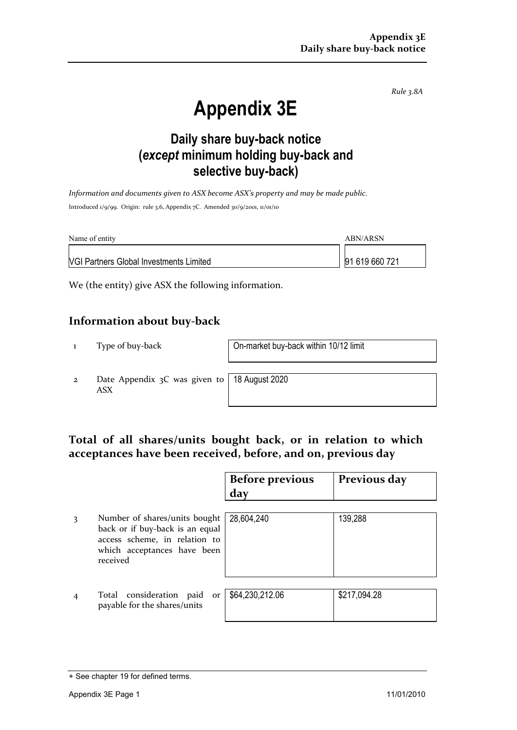*Rule 3.8A*

# Appendix 3E

## Daily share buy-back notice (*except* minimum holding buy-back and selective buy-back)

*Information and documents given to ASX become ASX's property and may be made public.*

Introduced 1/9/99. Origin: rule 3.6, Appendix 7C. Amended 30/9/2001, 11/01/10

| Name of entity | ABN/ARSN |
|---|---|
| VGI Partners Global Investments Limited | 91 619 660 721 |

We (the entity) give ASX the following information.

## Information about buy-back

| | | |
|---|---|---|
| 1 | Type of buy-back | On-market buy-back within 10/12 limit |
| 2 | Date Appendix 3C was given to ASX | 18 August 2020 |

## Total of all shares/units bought back, or in relation to which acceptances have been received, before, and on, previous day

| | | Before previous day | Previous day |
|---|---|---|---|
| 3 | Number of shares/units bought back or if buy-back is an equal access scheme, in relation to which acceptances have been received | 28,604,240 | 139,288 |
| 4 | Total consideration paid or payable for the shares/units | $64,230,212.06 | $217,094.28 |

+ See chapter 19 for defined terms.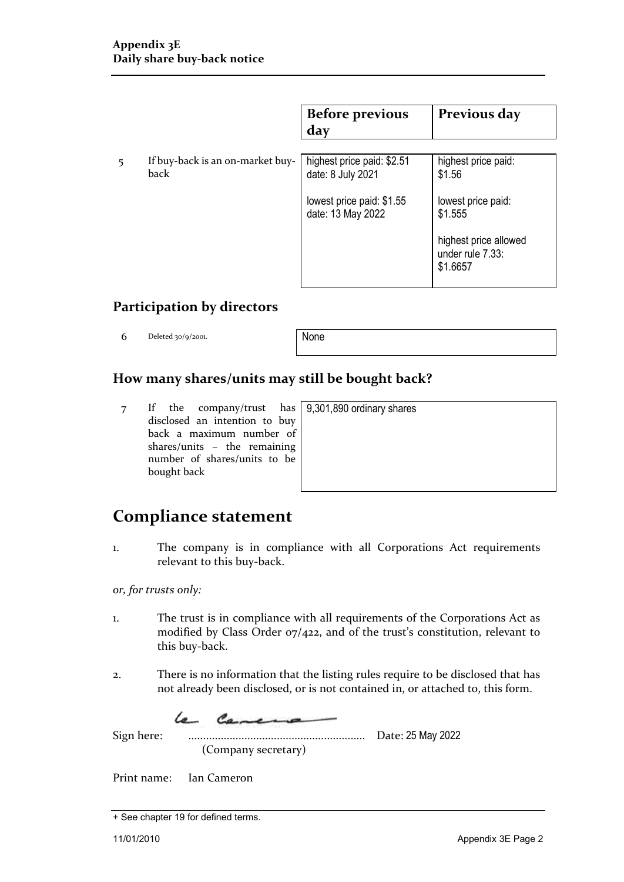| | | Before previous day | Previous day |
|---|---|---|---|
| 5 | If buy-back is an on-market buy-back | highest price paid: $2.51<br>date: 8 July 2021<br><br>lowest price paid: $1.55<br>date: 13 May 2022 | highest price paid: $1.56<br><br>lowest price paid: $1.555<br><br>highest price allowed under rule 7.33: $1.6657 |

## Participation by directors

| | | |
|---|---|---|
| 6 | Deleted 30/9/2001. | None |

## How many shares/units may still be bought back?

| | | |
|---|---|---|
| 7 | If the company/trust has disclosed an intention to buy back a maximum number of shares/units – the remaining number of shares/units to be bought back | 9,301,890 ordinary shares |

# Compliance statement

1. The company is in compliance with all Corporations Act requirements relevant to this buy-back.

*or, for trusts only:*

1. The trust is in compliance with all requirements of the Corporations Act as modified by Class Order 07/422, and of the trust's constitution, relevant to this buy-back.

2. There is no information that the listing rules require to be disclosed that has not already been disclosed, or is not contained in, or attached to, this form.

Sign here: ............................................................ Date: 25 May 2022
(Company secretary)

Print name: Ian Cameron

+ See chapter 19 for defined terms.